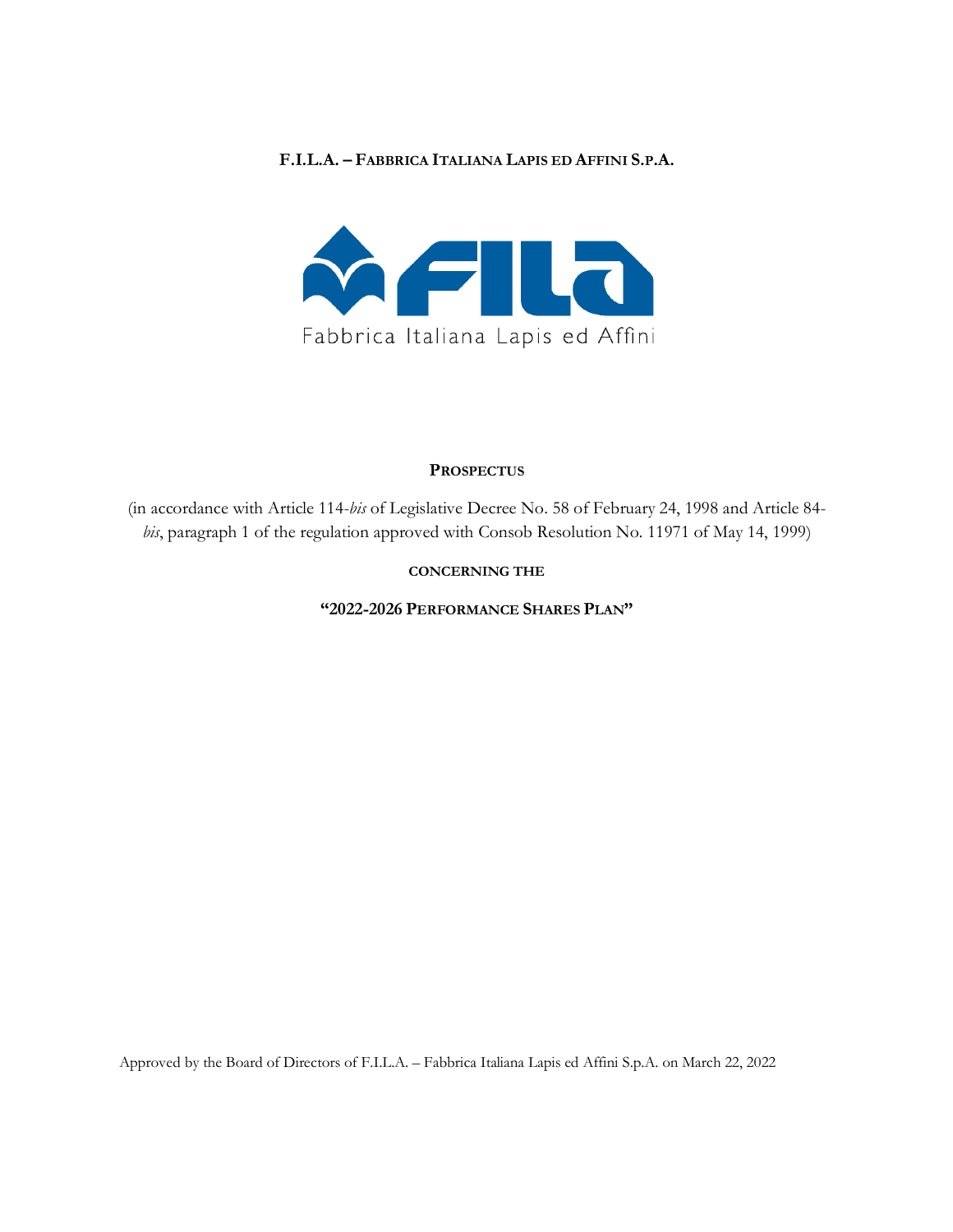**F.I.L.A. – FABBRICA ITALIANA LAPIS ED AFFINI S.P.A.**

Fabbrica Italiana Lapis ed Affini

# PROSPECTUS

(in accordance with Article 114-*bis* of Legislative Decree No. 58 of February 24, 1998 and Article 84-*bis*, paragraph 1 of the regulation approved with Consob Resolution No. 11971 of May 14, 1999)

**CONCERNING THE**

**"2022-2026 PERFORMANCE SHARES PLAN"**

Approved by the Board of Directors of F.I.L.A. – Fabbrica Italiana Lapis ed Affini S.p.A. on March 22, 2022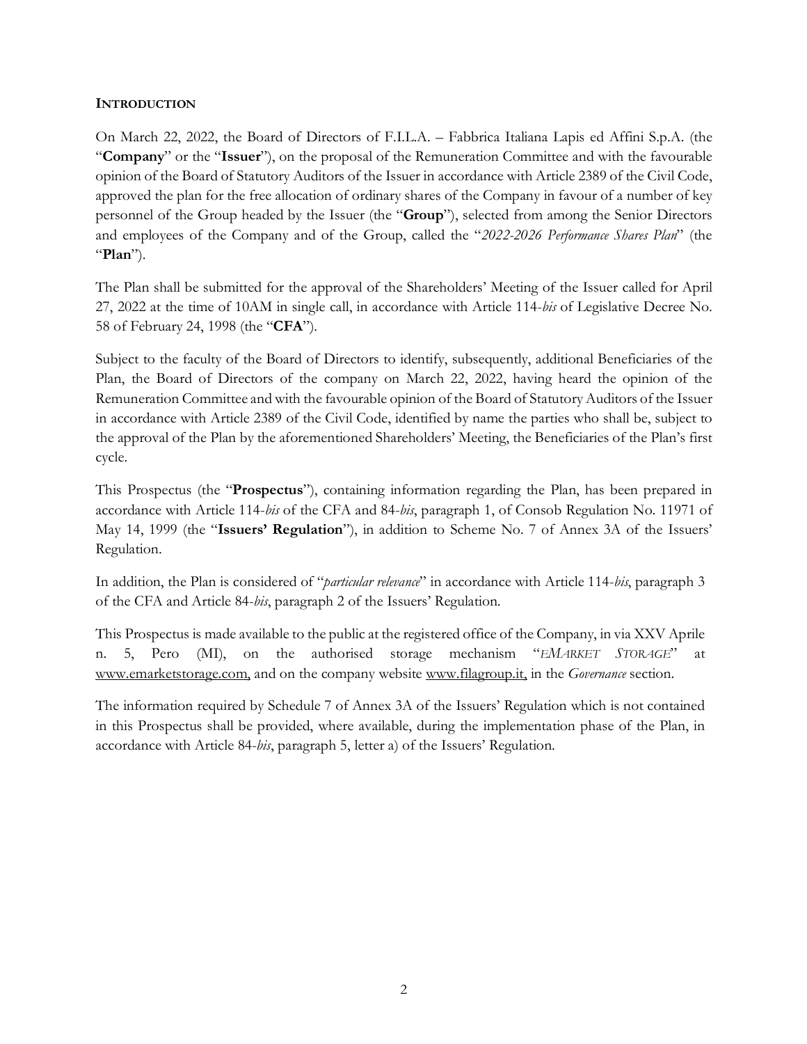## Introduction

On March 22, 2022, the Board of Directors of F.I.L.A. – Fabbrica Italiana Lapis ed Affini S.p.A. (the "**Company**" or the "**Issuer**"), on the proposal of the Remuneration Committee and with the favourable opinion of the Board of Statutory Auditors of the Issuer in accordance with Article 2389 of the Civil Code, approved the plan for the free allocation of ordinary shares of the Company in favour of a number of key personnel of the Group headed by the Issuer (the "**Group**"), selected from among the Senior Directors and employees of the Company and of the Group, called the "*2022-2026 Performance Shares Plan*" (the "**Plan**").

The Plan shall be submitted for the approval of the Shareholders' Meeting of the Issuer called for April 27, 2022 at the time of 10AM in single call, in accordance with Article 114-*bis* of Legislative Decree No. 58 of February 24, 1998 (the "**CFA**").

Subject to the faculty of the Board of Directors to identify, subsequently, additional Beneficiaries of the Plan, the Board of Directors of the company on March 22, 2022, having heard the opinion of the Remuneration Committee and with the favourable opinion of the Board of Statutory Auditors of the Issuer in accordance with Article 2389 of the Civil Code, identified by name the parties who shall be, subject to the approval of the Plan by the aforementioned Shareholders' Meeting, the Beneficiaries of the Plan's first cycle.

This Prospectus (the "**Prospectus**"), containing information regarding the Plan, has been prepared in accordance with Article 114-*bis* of the CFA and 84-*bis*, paragraph 1, of Consob Regulation No. 11971 of May 14, 1999 (the "**Issuers' Regulation**"), in addition to Scheme No. 7 of Annex 3A of the Issuers' Regulation.

In addition, the Plan is considered of "*particular relevance*" in accordance with Article 114-*bis*, paragraph 3 of the CFA and Article 84-*bis*, paragraph 2 of the Issuers' Regulation.

This Prospectus is made available to the public at the registered office of the Company, in via XXV Aprile n. 5, Pero (MI), on the authorised storage mechanism "*EMARKET STORAGE*" at www.emarketstorage.com, and on the company website www.filagroup.it, in the *Governance* section.

The information required by Schedule 7 of Annex 3A of the Issuers' Regulation which is not contained in this Prospectus shall be provided, where available, during the implementation phase of the Plan, in accordance with Article 84-*bis*, paragraph 5, letter a) of the Issuers' Regulation.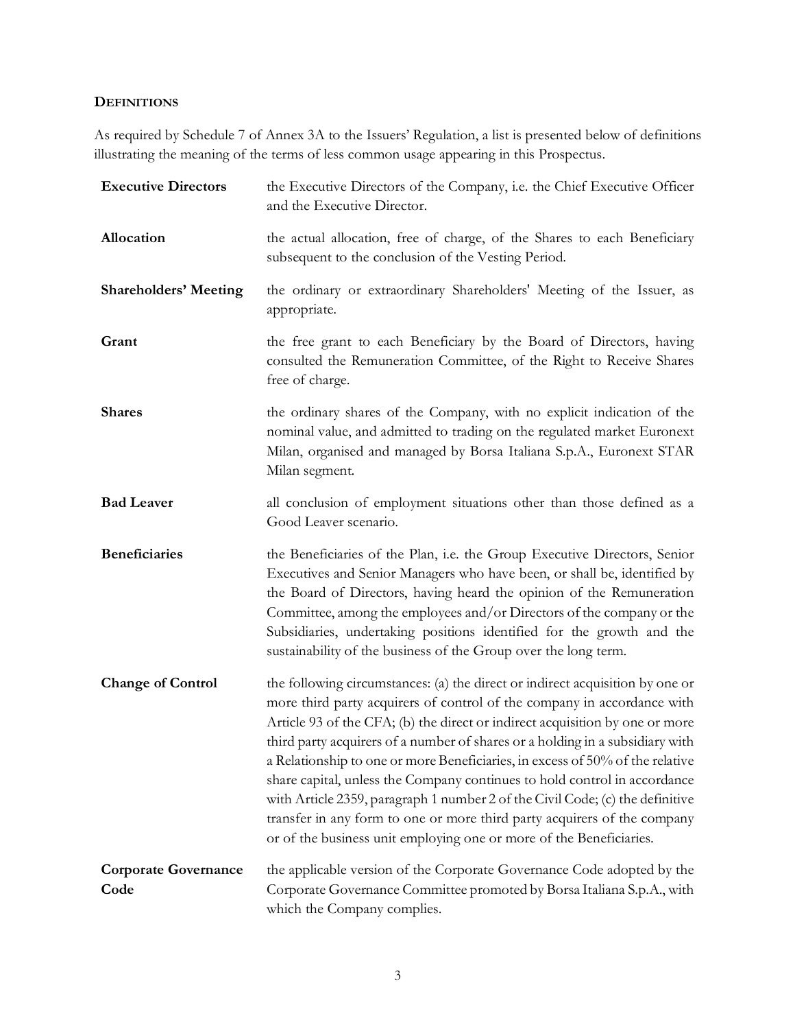## DEFINITIONS

As required by Schedule 7 of Annex 3A to the Issuers' Regulation, a list is presented below of definitions illustrating the meaning of the terms of less common usage appearing in this Prospectus.

| | |
|---|---|
| **Executive Directors** | the Executive Directors of the Company, i.e. the Chief Executive Officer and the Executive Director. |
| **Allocation** | the actual allocation, free of charge, of the Shares to each Beneficiary subsequent to the conclusion of the Vesting Period. |
| **Shareholders' Meeting** | the ordinary or extraordinary Shareholders' Meeting of the Issuer, as appropriate. |
| **Grant** | the free grant to each Beneficiary by the Board of Directors, having consulted the Remuneration Committee, of the Right to Receive Shares free of charge. |
| **Shares** | the ordinary shares of the Company, with no explicit indication of the nominal value, and admitted to trading on the regulated market Euronext Milan, organised and managed by Borsa Italiana S.p.A., Euronext STAR Milan segment. |
| **Bad Leaver** | all conclusion of employment situations other than those defined as a Good Leaver scenario. |
| **Beneficiaries** | the Beneficiaries of the Plan, i.e. the Group Executive Directors, Senior Executives and Senior Managers who have been, or shall be, identified by the Board of Directors, having heard the opinion of the Remuneration Committee, among the employees and/or Directors of the company or the Subsidiaries, undertaking positions identified for the growth and the sustainability of the business of the Group over the long term. |
| **Change of Control** | the following circumstances: (a) the direct or indirect acquisition by one or more third party acquirers of control of the company in accordance with Article 93 of the CFA; (b) the direct or indirect acquisition by one or more third party acquirers of a number of shares or a holding in a subsidiary with a Relationship to one or more Beneficiaries, in excess of 50% of the relative share capital, unless the Company continues to hold control in accordance with Article 2359, paragraph 1 number 2 of the Civil Code; (c) the definitive transfer in any form to one or more third party acquirers of the company or of the business unit employing one or more of the Beneficiaries. |
| **Corporate Governance Code** | the applicable version of the Corporate Governance Code adopted by the Corporate Governance Committee promoted by Borsa Italiana S.p.A., with which the Company complies. |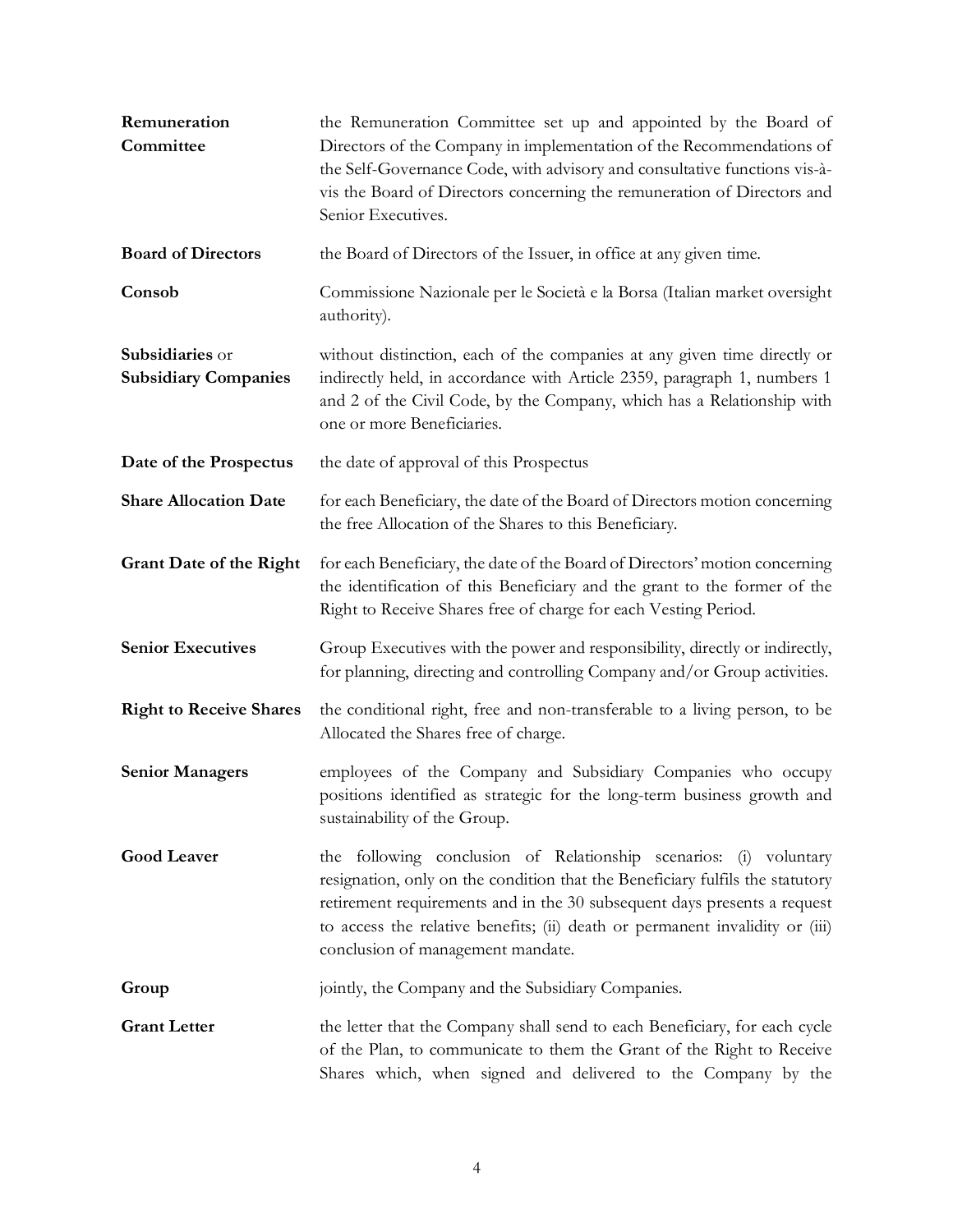**Remuneration Committee** — the Remuneration Committee set up and appointed by the Board of Directors of the Company in implementation of the Recommendations of the Self-Governance Code, with advisory and consultative functions vis-à-vis the Board of Directors concerning the remuneration of Directors and Senior Executives.

**Board of Directors** — the Board of Directors of the Issuer, in office at any given time.

**Consob** — Commissione Nazionale per le Società e la Borsa (Italian market oversight authority).

**Subsidiaries** or **Subsidiary Companies** — without distinction, each of the companies at any given time directly or indirectly held, in accordance with Article 2359, paragraph 1, numbers 1 and 2 of the Civil Code, by the Company, which has a Relationship with one or more Beneficiaries.

**Date of the Prospectus** — the date of approval of this Prospectus

**Share Allocation Date** — for each Beneficiary, the date of the Board of Directors motion concerning the free Allocation of the Shares to this Beneficiary.

**Grant Date of the Right** — for each Beneficiary, the date of the Board of Directors' motion concerning the identification of this Beneficiary and the grant to the former of the Right to Receive Shares free of charge for each Vesting Period.

**Senior Executives** — Group Executives with the power and responsibility, directly or indirectly, for planning, directing and controlling Company and/or Group activities.

**Right to Receive Shares** — the conditional right, free and non-transferable to a living person, to be Allocated the Shares free of charge.

**Senior Managers** — employees of the Company and Subsidiary Companies who occupy positions identified as strategic for the long-term business growth and sustainability of the Group.

**Good Leaver** — the following conclusion of Relationship scenarios: (i) voluntary resignation, only on the condition that the Beneficiary fulfils the statutory retirement requirements and in the 30 subsequent days presents a request to access the relative benefits; (ii) death or permanent invalidity or (iii) conclusion of management mandate.

**Group** — jointly, the Company and the Subsidiary Companies.

**Grant Letter** — the letter that the Company shall send to each Beneficiary, for each cycle of the Plan, to communicate to them the Grant of the Right to Receive Shares which, when signed and delivered to the Company by the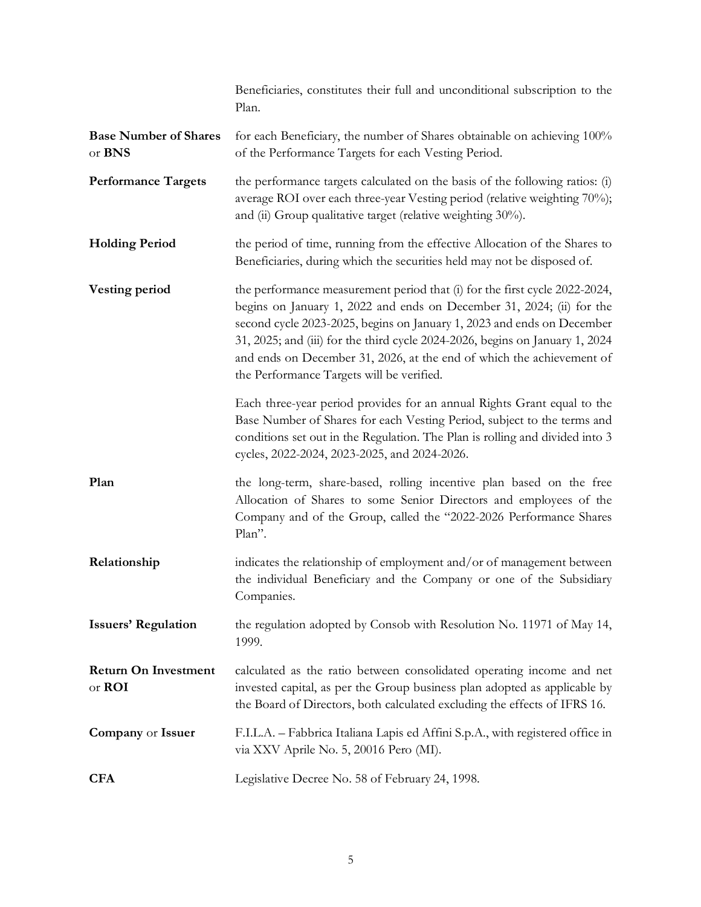Beneficiaries, constitutes their full and unconditional subscription to the Plan.

**Base Number of Shares** or **BNS**
for each Beneficiary, the number of Shares obtainable on achieving 100% of the Performance Targets for each Vesting Period.

**Performance Targets**
the performance targets calculated on the basis of the following ratios: (i) average ROI over each three-year Vesting period (relative weighting 70%); and (ii) Group qualitative target (relative weighting 30%).

**Holding Period**
the period of time, running from the effective Allocation of the Shares to Beneficiaries, during which the securities held may not be disposed of.

**Vesting period**
the performance measurement period that (i) for the first cycle 2022-2024, begins on January 1, 2022 and ends on December 31, 2024; (ii) for the second cycle 2023-2025, begins on January 1, 2023 and ends on December 31, 2025; and (iii) for the third cycle 2024-2026, begins on January 1, 2024 and ends on December 31, 2026, at the end of which the achievement of the Performance Targets will be verified.

Each three-year period provides for an annual Rights Grant equal to the Base Number of Shares for each Vesting Period, subject to the terms and conditions set out in the Regulation. The Plan is rolling and divided into 3 cycles, 2022-2024, 2023-2025, and 2024-2026.

**Plan**
the long-term, share-based, rolling incentive plan based on the free Allocation of Shares to some Senior Directors and employees of the Company and of the Group, called the "2022-2026 Performance Shares Plan".

**Relationship**
indicates the relationship of employment and/or of management between the individual Beneficiary and the Company or one of the Subsidiary Companies.

**Issuers' Regulation**
the regulation adopted by Consob with Resolution No. 11971 of May 14, 1999.

**Return On Investment** or **ROI**
calculated as the ratio between consolidated operating income and net invested capital, as per the Group business plan adopted as applicable by the Board of Directors, both calculated excluding the effects of IFRS 16.

**Company** or **Issuer**
F.I.L.A. – Fabbrica Italiana Lapis ed Affini S.p.A., with registered office in via XXV Aprile No. 5, 20016 Pero (MI).

**CFA**
Legislative Decree No. 58 of February 24, 1998.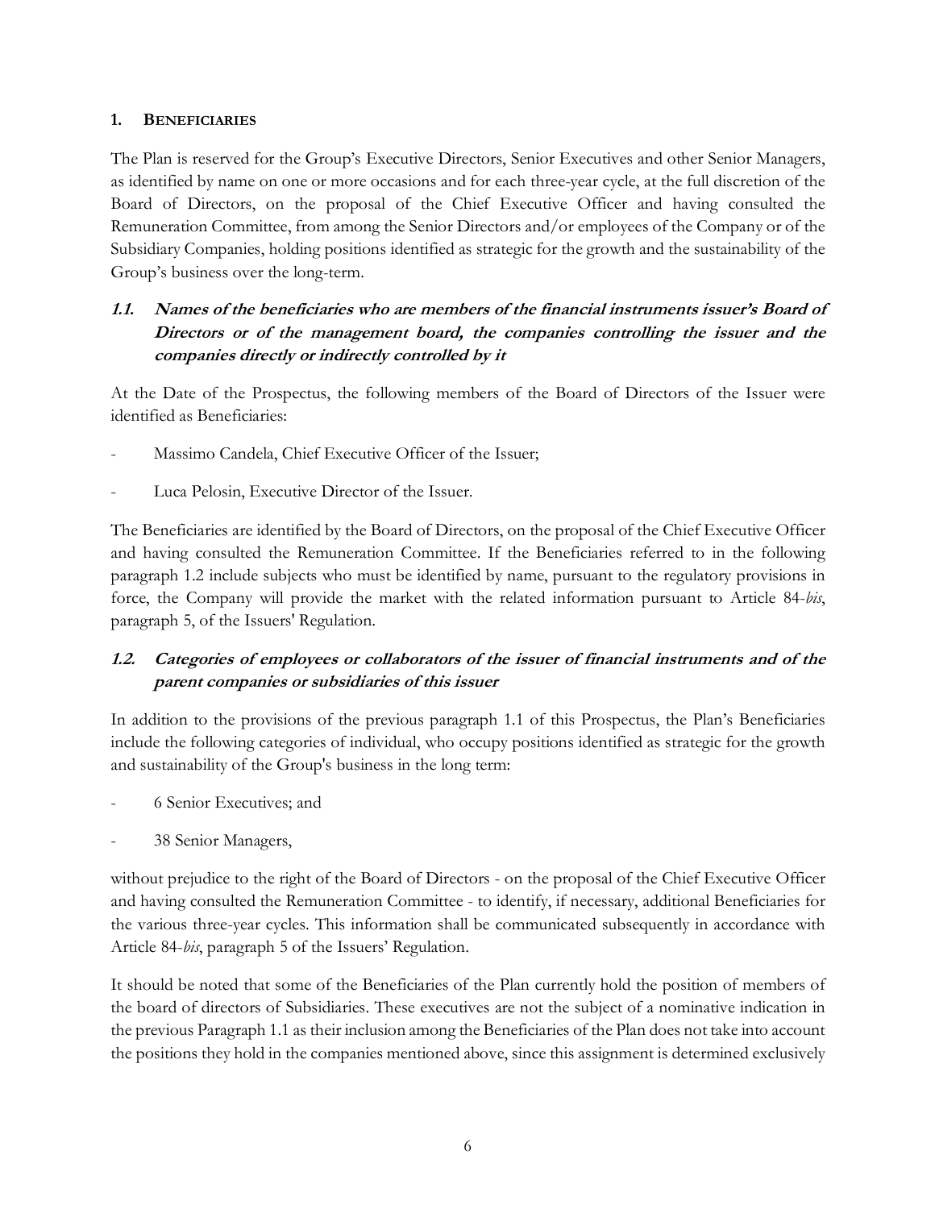## 1. BENEFICIARIES

The Plan is reserved for the Group's Executive Directors, Senior Executives and other Senior Managers, as identified by name on one or more occasions and for each three-year cycle, at the full discretion of the Board of Directors, on the proposal of the Chief Executive Officer and having consulted the Remuneration Committee, from among the Senior Directors and/or employees of the Company or of the Subsidiary Companies, holding positions identified as strategic for the growth and the sustainability of the Group's business over the long-term.

### *1.1. Names of the beneficiaries who are members of the financial instruments issuer's Board of Directors or of the management board, the companies controlling the issuer and the companies directly or indirectly controlled by it*

At the Date of the Prospectus, the following members of the Board of Directors of the Issuer were identified as Beneficiaries:

- Massimo Candela, Chief Executive Officer of the Issuer;
- Luca Pelosin, Executive Director of the Issuer.

The Beneficiaries are identified by the Board of Directors, on the proposal of the Chief Executive Officer and having consulted the Remuneration Committee. If the Beneficiaries referred to in the following paragraph 1.2 include subjects who must be identified by name, pursuant to the regulatory provisions in force, the Company will provide the market with the related information pursuant to Article 84-*bis*, paragraph 5, of the Issuers' Regulation.

### *1.2. Categories of employees or collaborators of the issuer of financial instruments and of the parent companies or subsidiaries of this issuer*

In addition to the provisions of the previous paragraph 1.1 of this Prospectus, the Plan's Beneficiaries include the following categories of individual, who occupy positions identified as strategic for the growth and sustainability of the Group's business in the long term:

- 6 Senior Executives; and
- 38 Senior Managers,

without prejudice to the right of the Board of Directors - on the proposal of the Chief Executive Officer and having consulted the Remuneration Committee - to identify, if necessary, additional Beneficiaries for the various three-year cycles. This information shall be communicated subsequently in accordance with Article 84-*bis*, paragraph 5 of the Issuers' Regulation.

It should be noted that some of the Beneficiaries of the Plan currently hold the position of members of the board of directors of Subsidiaries. These executives are not the subject of a nominative indication in the previous Paragraph 1.1 as their inclusion among the Beneficiaries of the Plan does not take into account the positions they hold in the companies mentioned above, since this assignment is determined exclusively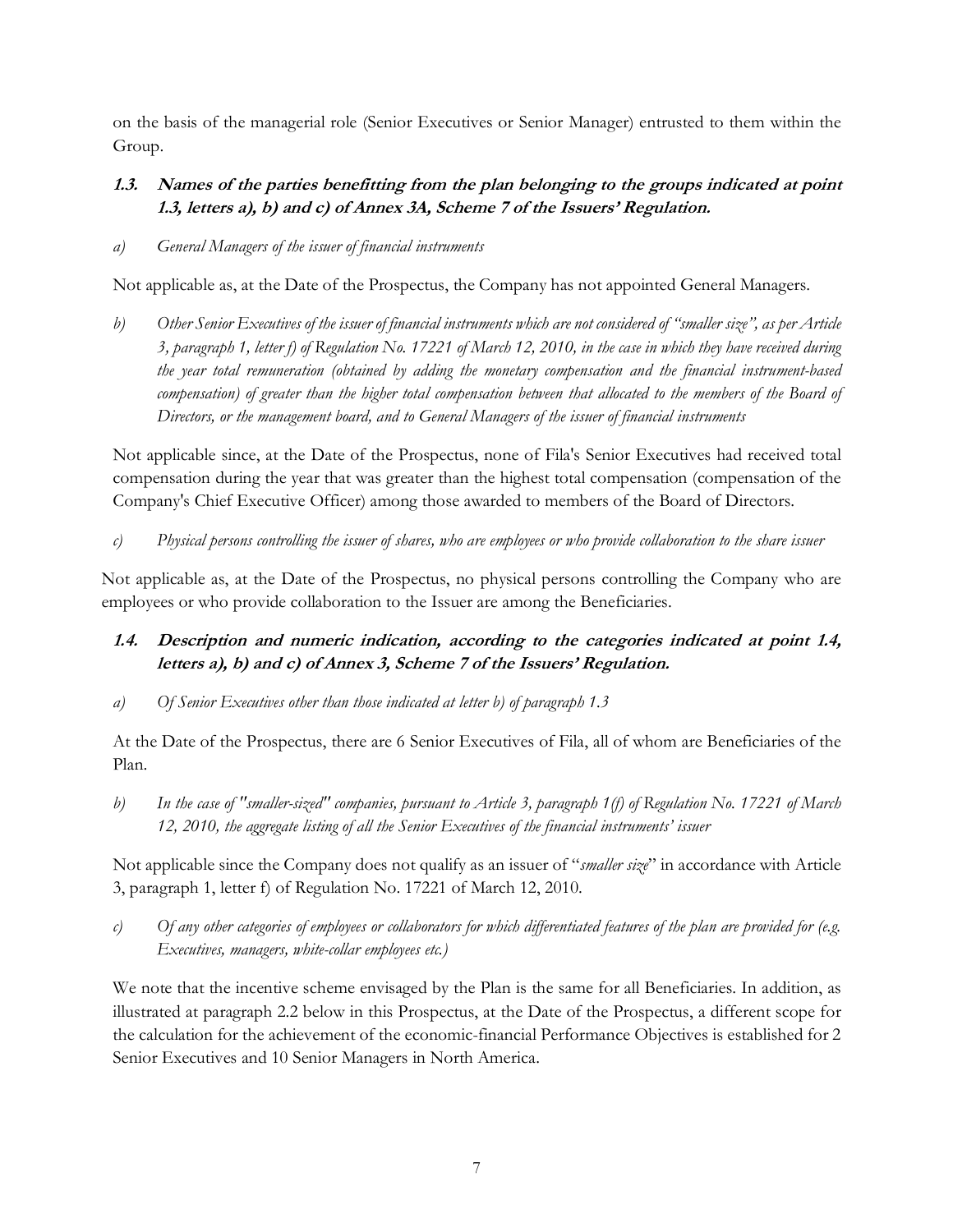on the basis of the managerial role (Senior Executives or Senior Manager) entrusted to them within the Group.

### 1.3. Names of the parties benefitting from the plan belonging to the groups indicated at point 1.3, letters a), b) and c) of Annex 3A, Scheme 7 of the Issuers' Regulation.

*a) General Managers of the issuer of financial instruments*

Not applicable as, at the Date of the Prospectus, the Company has not appointed General Managers.

*b) Other Senior Executives of the issuer of financial instruments which are not considered of "smaller size", as per Article 3, paragraph 1, letter f) of Regulation No. 17221 of March 12, 2010, in the case in which they have received during the year total remuneration (obtained by adding the monetary compensation and the financial instrument-based compensation) of greater than the higher total compensation between that allocated to the members of the Board of Directors, or the management board, and to General Managers of the issuer of financial instruments*

Not applicable since, at the Date of the Prospectus, none of Fila's Senior Executives had received total compensation during the year that was greater than the highest total compensation (compensation of the Company's Chief Executive Officer) among those awarded to members of the Board of Directors.

*c) Physical persons controlling the issuer of shares, who are employees or who provide collaboration to the share issuer*

Not applicable as, at the Date of the Prospectus, no physical persons controlling the Company who are employees or who provide collaboration to the Issuer are among the Beneficiaries.

### 1.4. Description and numeric indication, according to the categories indicated at point 1.4, letters a), b) and c) of Annex 3, Scheme 7 of the Issuers' Regulation.

*a) Of Senior Executives other than those indicated at letter b) of paragraph 1.3*

At the Date of the Prospectus, there are 6 Senior Executives of Fila, all of whom are Beneficiaries of the Plan.

*b) In the case of "smaller-sized" companies, pursuant to Article 3, paragraph 1(f) of Regulation No. 17221 of March 12, 2010, the aggregate listing of all the Senior Executives of the financial instruments' issuer*

Not applicable since the Company does not qualify as an issuer of "*smaller size*" in accordance with Article 3, paragraph 1, letter f) of Regulation No. 17221 of March 12, 2010.

*c) Of any other categories of employees or collaborators for which differentiated features of the plan are provided for (e.g. Executives, managers, white-collar employees etc.)*

We note that the incentive scheme envisaged by the Plan is the same for all Beneficiaries. In addition, as illustrated at paragraph 2.2 below in this Prospectus, at the Date of the Prospectus, a different scope for the calculation for the achievement of the economic-financial Performance Objectives is established for 2 Senior Executives and 10 Senior Managers in North America.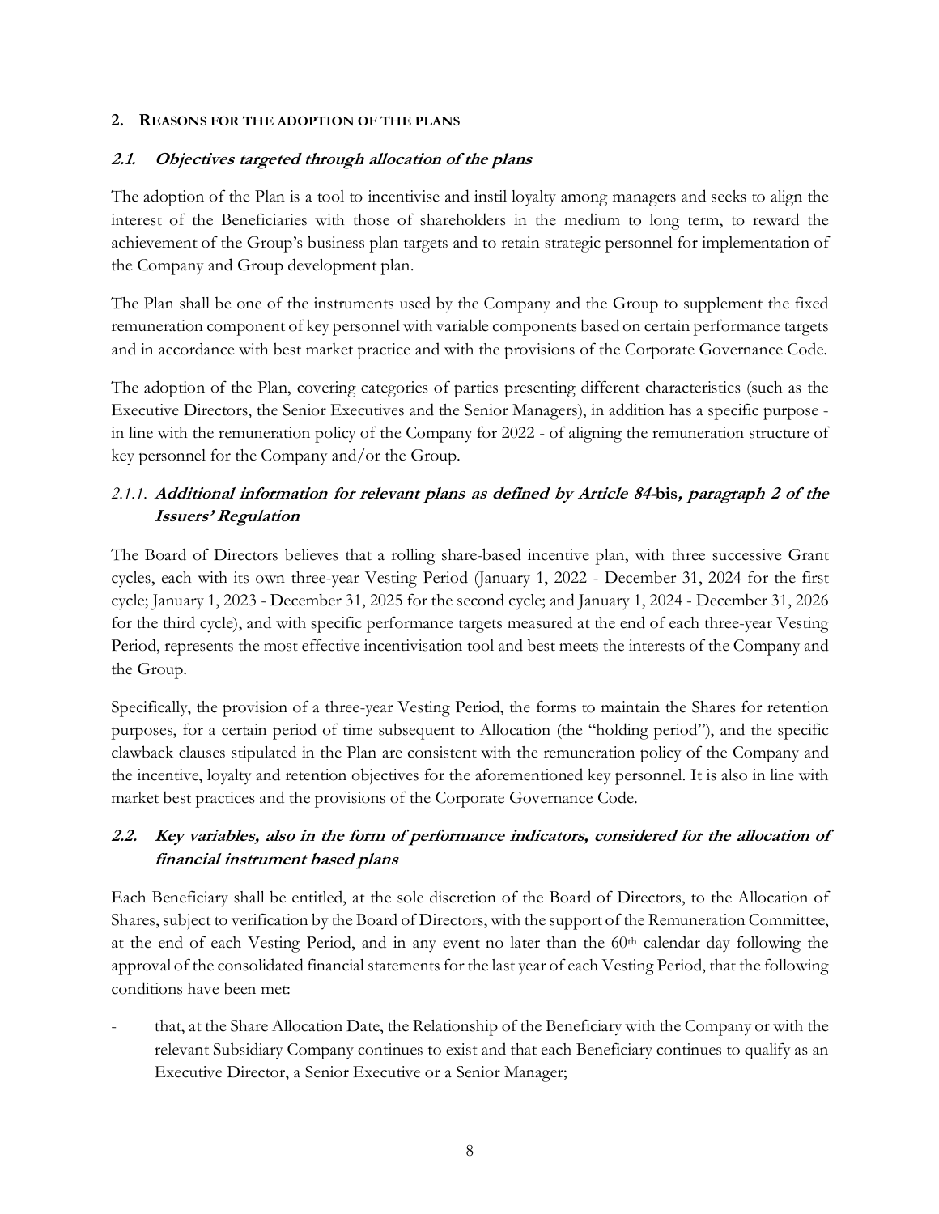## 2. Reasons for the adoption of the plans

### *2.1. Objectives targeted through allocation of the plans*

The adoption of the Plan is a tool to incentivise and instil loyalty among managers and seeks to align the interest of the Beneficiaries with those of shareholders in the medium to long term, to reward the achievement of the Group's business plan targets and to retain strategic personnel for implementation of the Company and Group development plan.

The Plan shall be one of the instruments used by the Company and the Group to supplement the fixed remuneration component of key personnel with variable components based on certain performance targets and in accordance with best market practice and with the provisions of the Corporate Governance Code.

The adoption of the Plan, covering categories of parties presenting different characteristics (such as the Executive Directors, the Senior Executives and the Senior Managers), in addition has a specific purpose - in line with the remuneration policy of the Company for 2022 - of aligning the remuneration structure of key personnel for the Company and/or the Group.

#### *2.1.1. Additional information for relevant plans as defined by Article 84-*bis*, paragraph 2 of the Issuers' Regulation*

The Board of Directors believes that a rolling share-based incentive plan, with three successive Grant cycles, each with its own three-year Vesting Period (January 1, 2022 - December 31, 2024 for the first cycle; January 1, 2023 - December 31, 2025 for the second cycle; and January 1, 2024 - December 31, 2026 for the third cycle), and with specific performance targets measured at the end of each three-year Vesting Period, represents the most effective incentivisation tool and best meets the interests of the Company and the Group.

Specifically, the provision of a three-year Vesting Period, the forms to maintain the Shares for retention purposes, for a certain period of time subsequent to Allocation (the "holding period"), and the specific clawback clauses stipulated in the Plan are consistent with the remuneration policy of the Company and the incentive, loyalty and retention objectives for the aforementioned key personnel. It is also in line with market best practices and the provisions of the Corporate Governance Code.

### *2.2. Key variables, also in the form of performance indicators, considered for the allocation of financial instrument based plans*

Each Beneficiary shall be entitled, at the sole discretion of the Board of Directors, to the Allocation of Shares, subject to verification by the Board of Directors, with the support of the Remuneration Committee, at the end of each Vesting Period, and in any event no later than the 60th calendar day following the approval of the consolidated financial statements for the last year of each Vesting Period, that the following conditions have been met:

- that, at the Share Allocation Date, the Relationship of the Beneficiary with the Company or with the relevant Subsidiary Company continues to exist and that each Beneficiary continues to qualify as an Executive Director, a Senior Executive or a Senior Manager;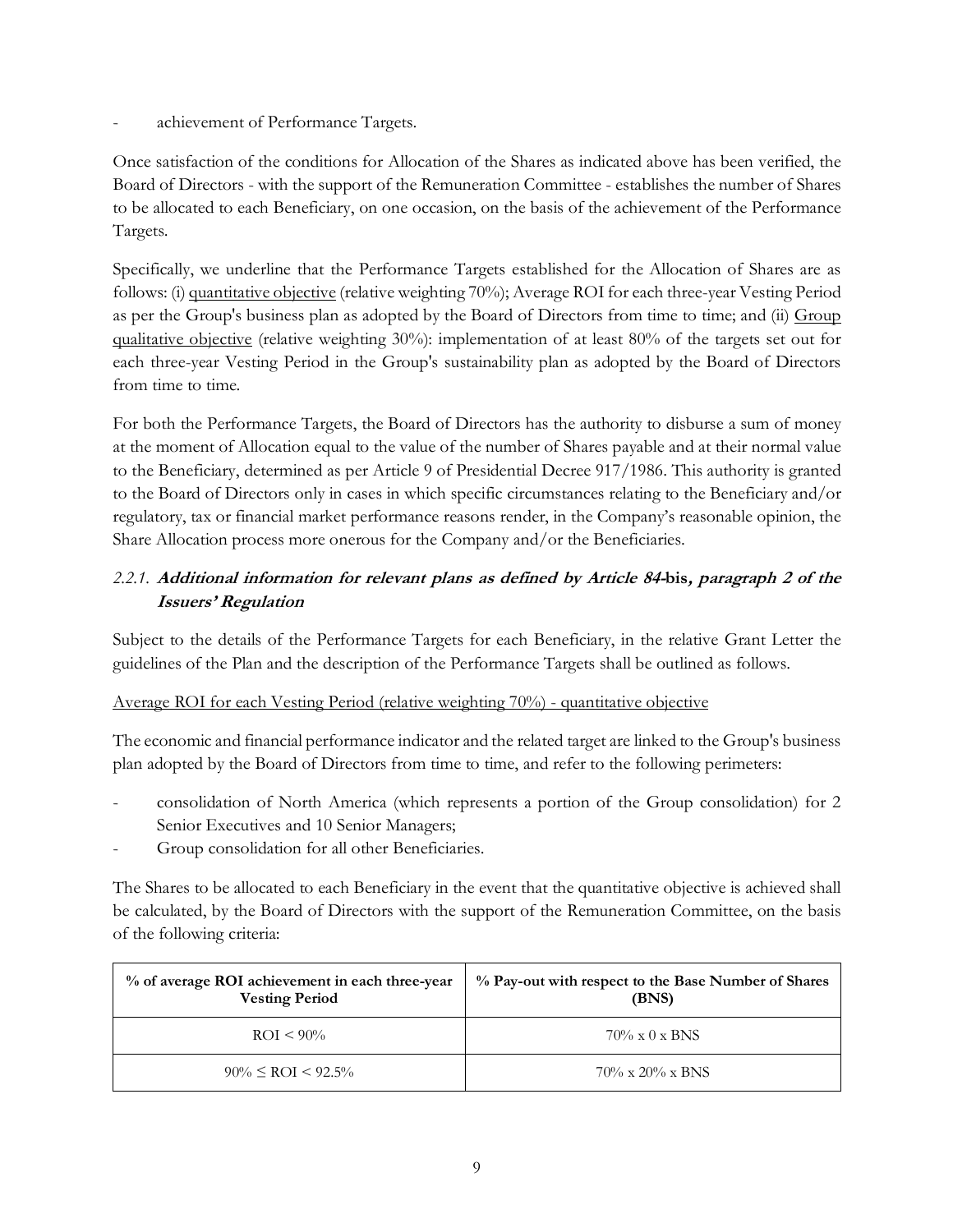- achievement of Performance Targets.

Once satisfaction of the conditions for Allocation of the Shares as indicated above has been verified, the Board of Directors - with the support of the Remuneration Committee - establishes the number of Shares to be allocated to each Beneficiary, on one occasion, on the basis of the achievement of the Performance Targets.

Specifically, we underline that the Performance Targets established for the Allocation of Shares are as follows: (i) quantitative objective (relative weighting 70%); Average ROI for each three-year Vesting Period as per the Group's business plan as adopted by the Board of Directors from time to time; and (ii) Group qualitative objective (relative weighting 30%): implementation of at least 80% of the targets set out for each three-year Vesting Period in the Group's sustainability plan as adopted by the Board of Directors from time to time.

For both the Performance Targets, the Board of Directors has the authority to disburse a sum of money at the moment of Allocation equal to the value of the number of Shares payable and at their normal value to the Beneficiary, determined as per Article 9 of Presidential Decree 917/1986. This authority is granted to the Board of Directors only in cases in which specific circumstances relating to the Beneficiary and/or regulatory, tax or financial market performance reasons render, in the Company's reasonable opinion, the Share Allocation process more onerous for the Company and/or the Beneficiaries.

### 2.2.1. *Additional information for relevant plans as defined by Article 84-bis, paragraph 2 of the Issuers' Regulation*

Subject to the details of the Performance Targets for each Beneficiary, in the relative Grant Letter the guidelines of the Plan and the description of the Performance Targets shall be outlined as follows.

Average ROI for each Vesting Period (relative weighting 70%) - quantitative objective

The economic and financial performance indicator and the related target are linked to the Group's business plan adopted by the Board of Directors from time to time, and refer to the following perimeters:

- consolidation of North America (which represents a portion of the Group consolidation) for 2 Senior Executives and 10 Senior Managers;
- Group consolidation for all other Beneficiaries.

The Shares to be allocated to each Beneficiary in the event that the quantitative objective is achieved shall be calculated, by the Board of Directors with the support of the Remuneration Committee, on the basis of the following criteria:

| % of average ROI achievement in each three-year Vesting Period | % Pay-out with respect to the Base Number of Shares (BNS) |
|---|---|
| ROI < 90% | 70% x 0 x BNS |
| 90% ≤ ROI < 92.5% | 70% x 20% x BNS |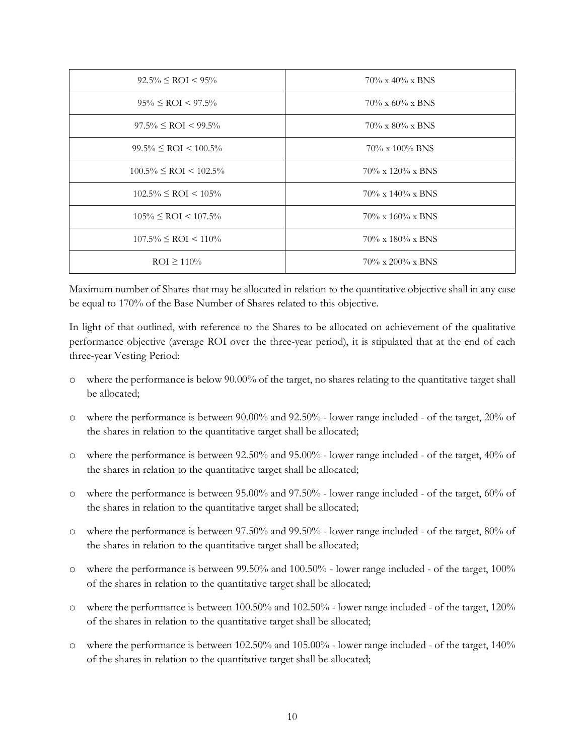| | |
|---|---|
| 92.5% ≤ ROI < 95% | 70% x 40% x BNS |
| 95% ≤ ROI < 97.5% | 70% x 60% x BNS |
| 97.5% ≤ ROI < 99.5% | 70% x 80% x BNS |
| 99.5% ≤ ROI < 100.5% | 70% x 100% BNS |
| 100.5% ≤ ROI < 102.5% | 70% x 120% x BNS |
| 102.5% ≤ ROI < 105% | 70% x 140% x BNS |
| 105% ≤ ROI < 107.5% | 70% x 160% x BNS |
| 107.5% ≤ ROI < 110% | 70% x 180% x BNS |
| ROI ≥ 110% | 70% x 200% x BNS |

Maximum number of Shares that may be allocated in relation to the quantitative objective shall in any case be equal to 170% of the Base Number of Shares related to this objective.

In light of that outlined, with reference to the Shares to be allocated on achievement of the qualitative performance objective (average ROI over the three-year period), it is stipulated that at the end of each three-year Vesting Period:

- where the performance is below 90.00% of the target, no shares relating to the quantitative target shall be allocated;
- where the performance is between 90.00% and 92.50% - lower range included - of the target, 20% of the shares in relation to the quantitative target shall be allocated;
- where the performance is between 92.50% and 95.00% - lower range included - of the target, 40% of the shares in relation to the quantitative target shall be allocated;
- where the performance is between 95.00% and 97.50% - lower range included - of the target, 60% of the shares in relation to the quantitative target shall be allocated;
- where the performance is between 97.50% and 99.50% - lower range included - of the target, 80% of the shares in relation to the quantitative target shall be allocated;
- where the performance is between 99.50% and 100.50% - lower range included - of the target, 100% of the shares in relation to the quantitative target shall be allocated;
- where the performance is between 100.50% and 102.50% - lower range included - of the target, 120% of the shares in relation to the quantitative target shall be allocated;
- where the performance is between 102.50% and 105.00% - lower range included - of the target, 140% of the shares in relation to the quantitative target shall be allocated;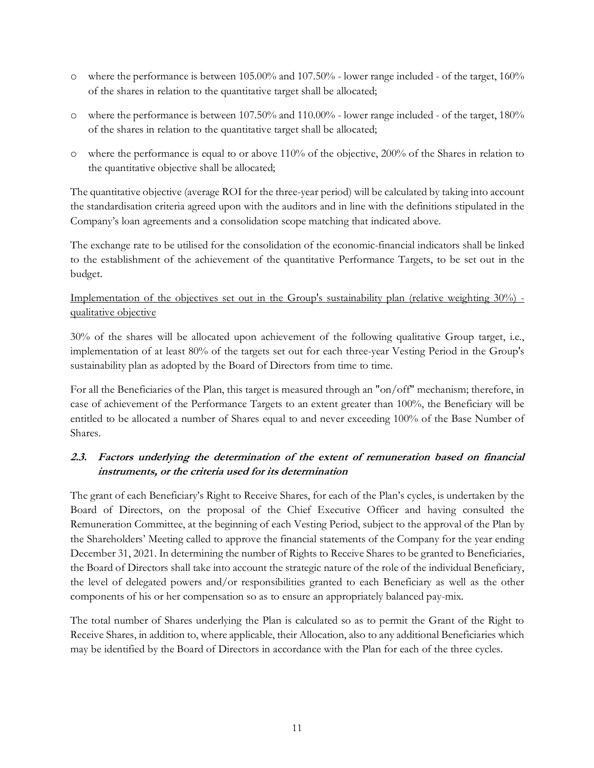- where the performance is between 105.00% and 107.50% - lower range included - of the target, 160% of the shares in relation to the quantitative target shall be allocated;
- where the performance is between 107.50% and 110.00% - lower range included - of the target, 180% of the shares in relation to the quantitative target shall be allocated;
- where the performance is equal to or above 110% of the objective, 200% of the Shares in relation to the quantitative objective shall be allocated;

The quantitative objective (average ROI for the three-year period) will be calculated by taking into account the standardisation criteria agreed upon with the auditors and in line with the definitions stipulated in the Company's loan agreements and a consolidation scope matching that indicated above.

The exchange rate to be utilised for the consolidation of the economic-financial indicators shall be linked to the establishment of the achievement of the quantitative Performance Targets, to be set out in the budget.

<u>Implementation of the objectives set out in the Group's sustainability plan (relative weighting 30%) - qualitative objective</u>

30% of the shares will be allocated upon achievement of the following qualitative Group target, i.e., implementation of at least 80% of the targets set out for each three-year Vesting Period in the Group's sustainability plan as adopted by the Board of Directors from time to time.

For all the Beneficiaries of the Plan, this target is measured through an "on/off" mechanism; therefore, in case of achievement of the Performance Targets to an extent greater than 100%, the Beneficiary will be entitled to be allocated a number of Shares equal to and never exceeding 100% of the Base Number of Shares.

### *2.3. Factors underlying the determination of the extent of remuneration based on financial instruments, or the criteria used for its determination*

The grant of each Beneficiary's Right to Receive Shares, for each of the Plan's cycles, is undertaken by the Board of Directors, on the proposal of the Chief Executive Officer and having consulted the Remuneration Committee, at the beginning of each Vesting Period, subject to the approval of the Plan by the Shareholders' Meeting called to approve the financial statements of the Company for the year ending December 31, 2021. In determining the number of Rights to Receive Shares to be granted to Beneficiaries, the Board of Directors shall take into account the strategic nature of the role of the individual Beneficiary, the level of delegated powers and/or responsibilities granted to each Beneficiary as well as the other components of his or her compensation so as to ensure an appropriately balanced pay-mix.

The total number of Shares underlying the Plan is calculated so as to permit the Grant of the Right to Receive Shares, in addition to, where applicable, their Allocation, also to any additional Beneficiaries which may be identified by the Board of Directors in accordance with the Plan for each of the three cycles.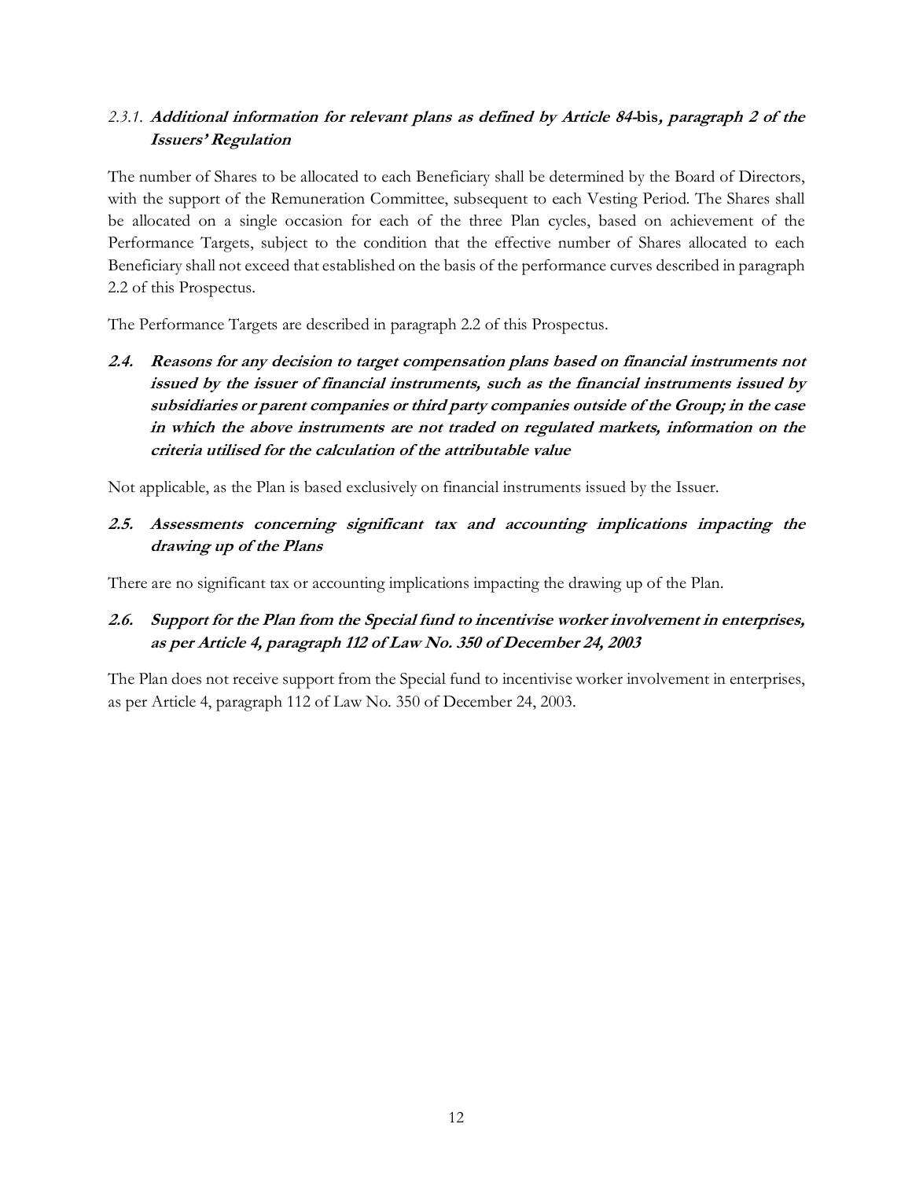#### 2.3.1. **Additional information for relevant plans as defined by Article 84-bis, paragraph 2 of the Issuers' Regulation**

The number of Shares to be allocated to each Beneficiary shall be determined by the Board of Directors, with the support of the Remuneration Committee, subsequent to each Vesting Period. The Shares shall be allocated on a single occasion for each of the three Plan cycles, based on achievement of the Performance Targets, subject to the condition that the effective number of Shares allocated to each Beneficiary shall not exceed that established on the basis of the performance curves described in paragraph 2.2 of this Prospectus.

The Performance Targets are described in paragraph 2.2 of this Prospectus.

### 2.4. *Reasons for any decision to target compensation plans based on financial instruments not issued by the issuer of financial instruments, such as the financial instruments issued by subsidiaries or parent companies or third party companies outside of the Group; in the case in which the above instruments are not traded on regulated markets, information on the criteria utilised for the calculation of the attributable value*

Not applicable, as the Plan is based exclusively on financial instruments issued by the Issuer.

### 2.5. *Assessments concerning significant tax and accounting implications impacting the drawing up of the Plans*

There are no significant tax or accounting implications impacting the drawing up of the Plan.

### 2.6. *Support for the Plan from the Special fund to incentivise worker involvement in enterprises, as per Article 4, paragraph 112 of Law No. 350 of December 24, 2003*

The Plan does not receive support from the Special fund to incentivise worker involvement in enterprises, as per Article 4, paragraph 112 of Law No. 350 of December 24, 2003.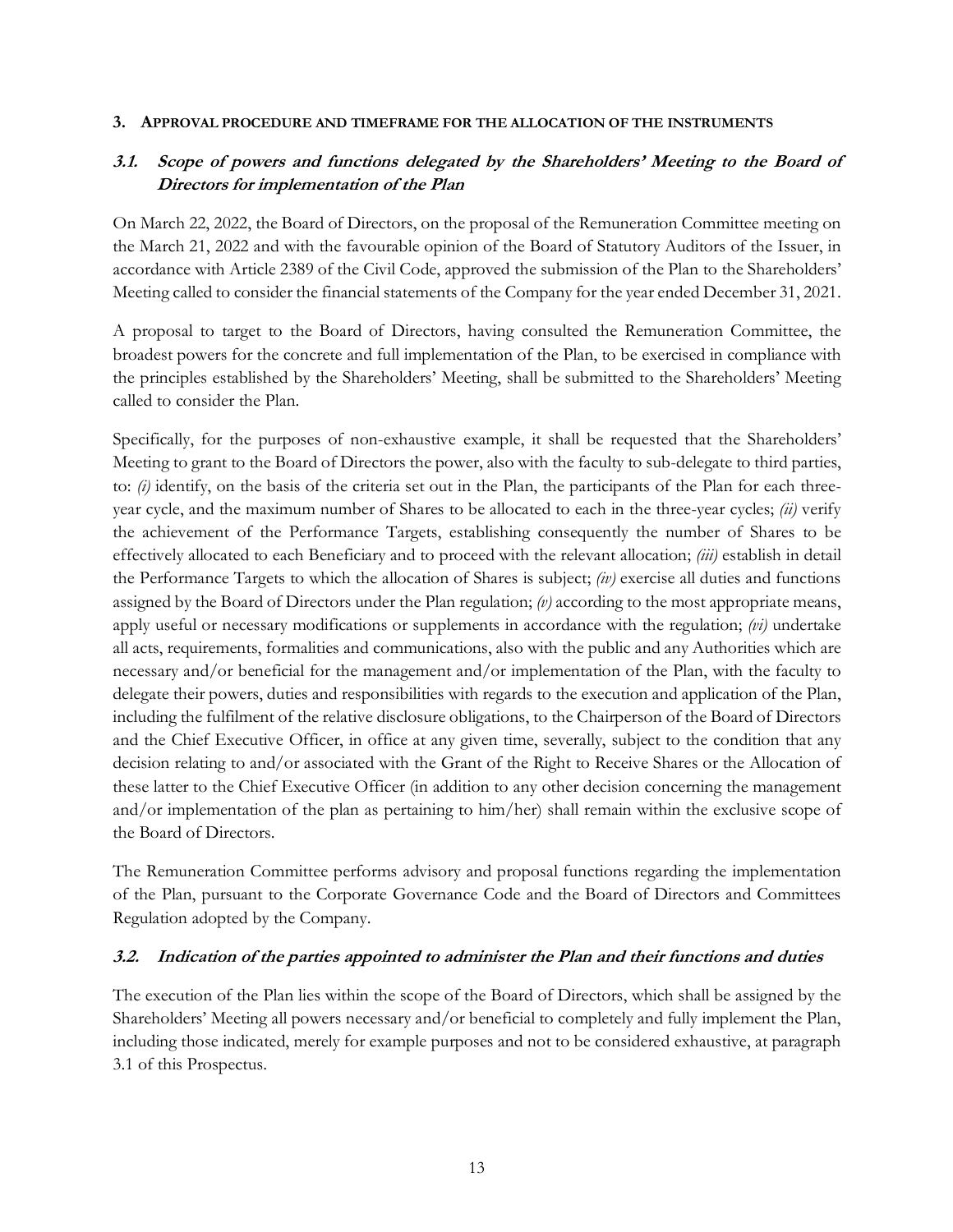## 3. APPROVAL PROCEDURE AND TIMEFRAME FOR THE ALLOCATION OF THE INSTRUMENTS

### *3.1. Scope of powers and functions delegated by the Shareholders' Meeting to the Board of Directors for implementation of the Plan*

On March 22, 2022, the Board of Directors, on the proposal of the Remuneration Committee meeting on the March 21, 2022 and with the favourable opinion of the Board of Statutory Auditors of the Issuer, in accordance with Article 2389 of the Civil Code, approved the submission of the Plan to the Shareholders' Meeting called to consider the financial statements of the Company for the year ended December 31, 2021.

A proposal to target to the Board of Directors, having consulted the Remuneration Committee, the broadest powers for the concrete and full implementation of the Plan, to be exercised in compliance with the principles established by the Shareholders' Meeting, shall be submitted to the Shareholders' Meeting called to consider the Plan.

Specifically, for the purposes of non-exhaustive example, it shall be requested that the Shareholders' Meeting to grant to the Board of Directors the power, also with the faculty to sub-delegate to third parties, to: *(i)* identify, on the basis of the criteria set out in the Plan, the participants of the Plan for each three-year cycle, and the maximum number of Shares to be allocated to each in the three-year cycles; *(ii)* verify the achievement of the Performance Targets, establishing consequently the number of Shares to be effectively allocated to each Beneficiary and to proceed with the relevant allocation; *(iii)* establish in detail the Performance Targets to which the allocation of Shares is subject; *(iv)* exercise all duties and functions assigned by the Board of Directors under the Plan regulation; *(v)* according to the most appropriate means, apply useful or necessary modifications or supplements in accordance with the regulation; *(vi)* undertake all acts, requirements, formalities and communications, also with the public and any Authorities which are necessary and/or beneficial for the management and/or implementation of the Plan, with the faculty to delegate their powers, duties and responsibilities with regards to the execution and application of the Plan, including the fulfilment of the relative disclosure obligations, to the Chairperson of the Board of Directors and the Chief Executive Officer, in office at any given time, severally, subject to the condition that any decision relating to and/or associated with the Grant of the Right to Receive Shares or the Allocation of these latter to the Chief Executive Officer (in addition to any other decision concerning the management and/or implementation of the plan as pertaining to him/her) shall remain within the exclusive scope of the Board of Directors.

The Remuneration Committee performs advisory and proposal functions regarding the implementation of the Plan, pursuant to the Corporate Governance Code and the Board of Directors and Committees Regulation adopted by the Company.

### *3.2. Indication of the parties appointed to administer the Plan and their functions and duties*

The execution of the Plan lies within the scope of the Board of Directors, which shall be assigned by the Shareholders' Meeting all powers necessary and/or beneficial to completely and fully implement the Plan, including those indicated, merely for example purposes and not to be considered exhaustive, at paragraph 3.1 of this Prospectus.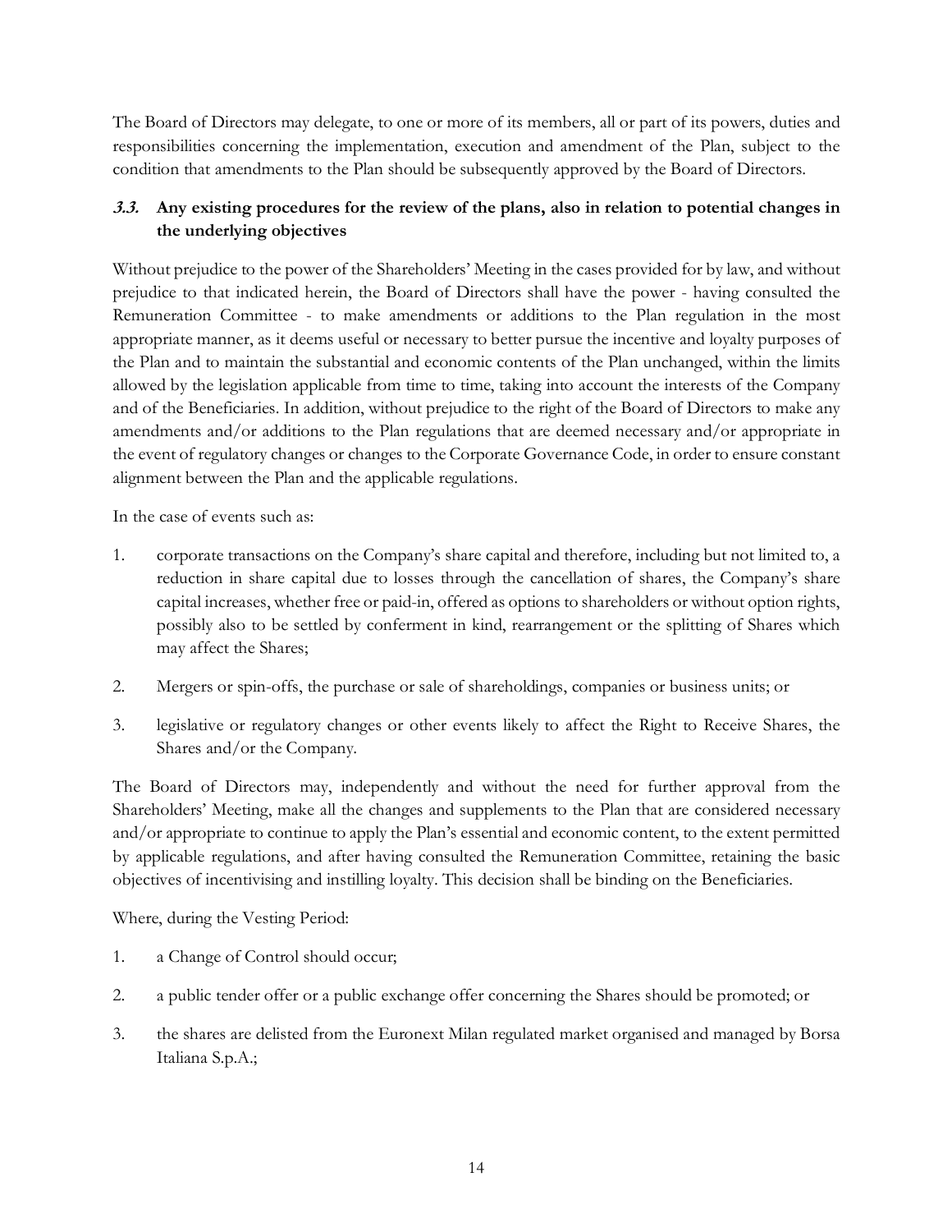The Board of Directors may delegate, to one or more of its members, all or part of its powers, duties and responsibilities concerning the implementation, execution and amendment of the Plan, subject to the condition that amendments to the Plan should be subsequently approved by the Board of Directors.

### *3.3.* Any existing procedures for the review of the plans, also in relation to potential changes in the underlying objectives

Without prejudice to the power of the Shareholders' Meeting in the cases provided for by law, and without prejudice to that indicated herein, the Board of Directors shall have the power - having consulted the Remuneration Committee - to make amendments or additions to the Plan regulation in the most appropriate manner, as it deems useful or necessary to better pursue the incentive and loyalty purposes of the Plan and to maintain the substantial and economic contents of the Plan unchanged, within the limits allowed by the legislation applicable from time to time, taking into account the interests of the Company and of the Beneficiaries. In addition, without prejudice to the right of the Board of Directors to make any amendments and/or additions to the Plan regulations that are deemed necessary and/or appropriate in the event of regulatory changes or changes to the Corporate Governance Code, in order to ensure constant alignment between the Plan and the applicable regulations.

In the case of events such as:

1. corporate transactions on the Company's share capital and therefore, including but not limited to, a reduction in share capital due to losses through the cancellation of shares, the Company's share capital increases, whether free or paid-in, offered as options to shareholders or without option rights, possibly also to be settled by conferment in kind, rearrangement or the splitting of Shares which may affect the Shares;
2. Mergers or spin-offs, the purchase or sale of shareholdings, companies or business units; or
3. legislative or regulatory changes or other events likely to affect the Right to Receive Shares, the Shares and/or the Company.

The Board of Directors may, independently and without the need for further approval from the Shareholders' Meeting, make all the changes and supplements to the Plan that are considered necessary and/or appropriate to continue to apply the Plan's essential and economic content, to the extent permitted by applicable regulations, and after having consulted the Remuneration Committee, retaining the basic objectives of incentivising and instilling loyalty. This decision shall be binding on the Beneficiaries.

Where, during the Vesting Period:

1. a Change of Control should occur;
2. a public tender offer or a public exchange offer concerning the Shares should be promoted; or
3. the shares are delisted from the Euronext Milan regulated market organised and managed by Borsa Italiana S.p.A.;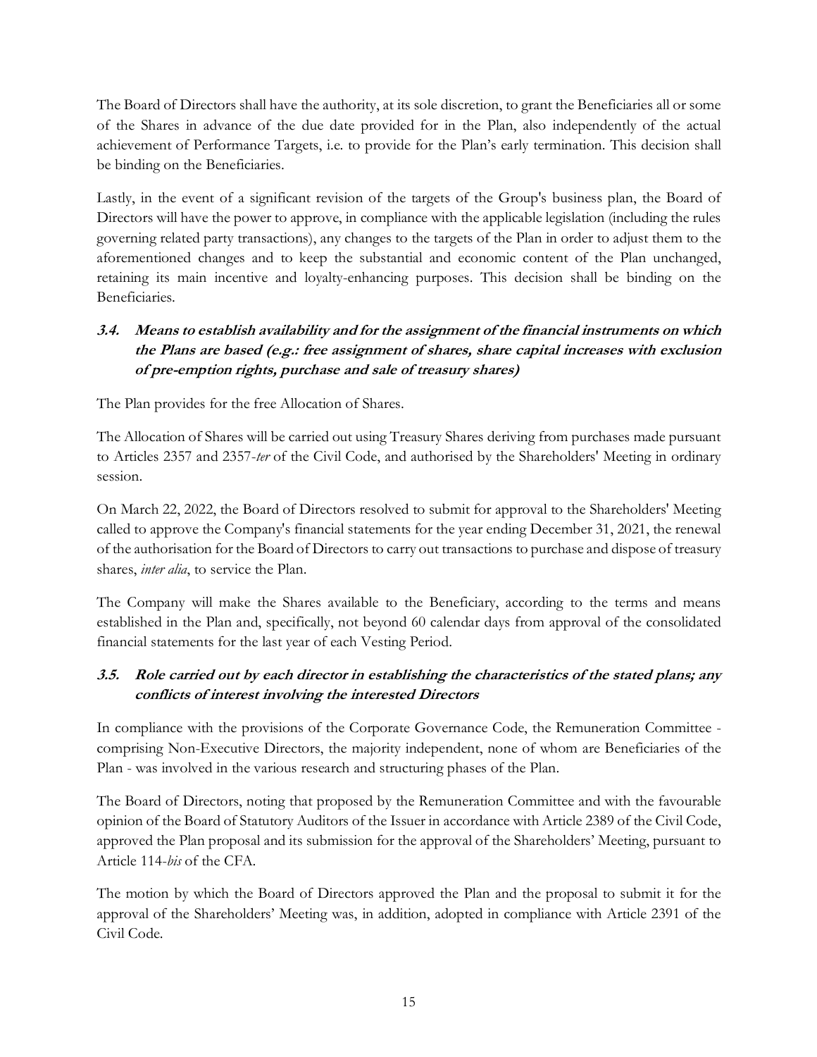The Board of Directors shall have the authority, at its sole discretion, to grant the Beneficiaries all or some of the Shares in advance of the due date provided for in the Plan, also independently of the actual achievement of Performance Targets, i.e. to provide for the Plan's early termination. This decision shall be binding on the Beneficiaries.

Lastly, in the event of a significant revision of the targets of the Group's business plan, the Board of Directors will have the power to approve, in compliance with the applicable legislation (including the rules governing related party transactions), any changes to the targets of the Plan in order to adjust them to the aforementioned changes and to keep the substantial and economic content of the Plan unchanged, retaining its main incentive and loyalty-enhancing purposes. This decision shall be binding on the Beneficiaries.

### *3.4. Means to establish availability and for the assignment of the financial instruments on which the Plans are based (e.g.: free assignment of shares, share capital increases with exclusion of pre-emption rights, purchase and sale of treasury shares)*

The Plan provides for the free Allocation of Shares.

The Allocation of Shares will be carried out using Treasury Shares deriving from purchases made pursuant to Articles 2357 and 2357-*ter* of the Civil Code, and authorised by the Shareholders' Meeting in ordinary session.

On March 22, 2022, the Board of Directors resolved to submit for approval to the Shareholders' Meeting called to approve the Company's financial statements for the year ending December 31, 2021, the renewal of the authorisation for the Board of Directors to carry out transactions to purchase and dispose of treasury shares, *inter alia*, to service the Plan.

The Company will make the Shares available to the Beneficiary, according to the terms and means established in the Plan and, specifically, not beyond 60 calendar days from approval of the consolidated financial statements for the last year of each Vesting Period.

### *3.5. Role carried out by each director in establishing the characteristics of the stated plans; any conflicts of interest involving the interested Directors*

In compliance with the provisions of the Corporate Governance Code, the Remuneration Committee - comprising Non-Executive Directors, the majority independent, none of whom are Beneficiaries of the Plan - was involved in the various research and structuring phases of the Plan.

The Board of Directors, noting that proposed by the Remuneration Committee and with the favourable opinion of the Board of Statutory Auditors of the Issuer in accordance with Article 2389 of the Civil Code, approved the Plan proposal and its submission for the approval of the Shareholders' Meeting, pursuant to Article 114-*bis* of the CFA.

The motion by which the Board of Directors approved the Plan and the proposal to submit it for the approval of the Shareholders' Meeting was, in addition, adopted in compliance with Article 2391 of the Civil Code.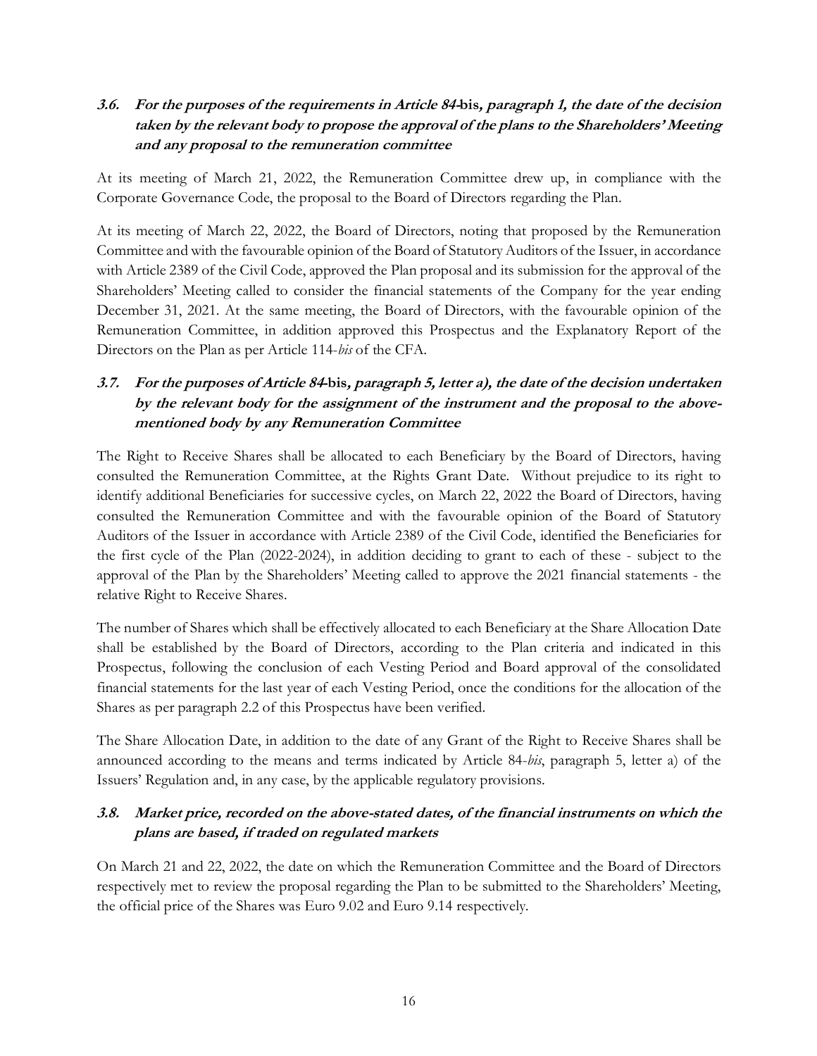### *3.6. For the purposes of the requirements in Article 84-*bis*, paragraph 1, the date of the decision taken by the relevant body to propose the approval of the plans to the Shareholders' Meeting and any proposal to the remuneration committee*

At its meeting of March 21, 2022, the Remuneration Committee drew up, in compliance with the Corporate Governance Code, the proposal to the Board of Directors regarding the Plan.

At its meeting of March 22, 2022, the Board of Directors, noting that proposed by the Remuneration Committee and with the favourable opinion of the Board of Statutory Auditors of the Issuer, in accordance with Article 2389 of the Civil Code, approved the Plan proposal and its submission for the approval of the Shareholders' Meeting called to consider the financial statements of the Company for the year ending December 31, 2021. At the same meeting, the Board of Directors, with the favourable opinion of the Remuneration Committee, in addition approved this Prospectus and the Explanatory Report of the Directors on the Plan as per Article 114-*bis* of the CFA.

### *3.7. For the purposes of Article 84-*bis*, paragraph 5, letter a), the date of the decision undertaken by the relevant body for the assignment of the instrument and the proposal to the above-mentioned body by any Remuneration Committee*

The Right to Receive Shares shall be allocated to each Beneficiary by the Board of Directors, having consulted the Remuneration Committee, at the Rights Grant Date. Without prejudice to its right to identify additional Beneficiaries for successive cycles, on March 22, 2022 the Board of Directors, having consulted the Remuneration Committee and with the favourable opinion of the Board of Statutory Auditors of the Issuer in accordance with Article 2389 of the Civil Code, identified the Beneficiaries for the first cycle of the Plan (2022-2024), in addition deciding to grant to each of these - subject to the approval of the Plan by the Shareholders' Meeting called to approve the 2021 financial statements - the relative Right to Receive Shares.

The number of Shares which shall be effectively allocated to each Beneficiary at the Share Allocation Date shall be established by the Board of Directors, according to the Plan criteria and indicated in this Prospectus, following the conclusion of each Vesting Period and Board approval of the consolidated financial statements for the last year of each Vesting Period, once the conditions for the allocation of the Shares as per paragraph 2.2 of this Prospectus have been verified.

The Share Allocation Date, in addition to the date of any Grant of the Right to Receive Shares shall be announced according to the means and terms indicated by Article 84-*bis*, paragraph 5, letter a) of the Issuers' Regulation and, in any case, by the applicable regulatory provisions.

### *3.8. Market price, recorded on the above-stated dates, of the financial instruments on which the plans are based, if traded on regulated markets*

On March 21 and 22, 2022, the date on which the Remuneration Committee and the Board of Directors respectively met to review the proposal regarding the Plan to be submitted to the Shareholders' Meeting, the official price of the Shares was Euro 9.02 and Euro 9.14 respectively.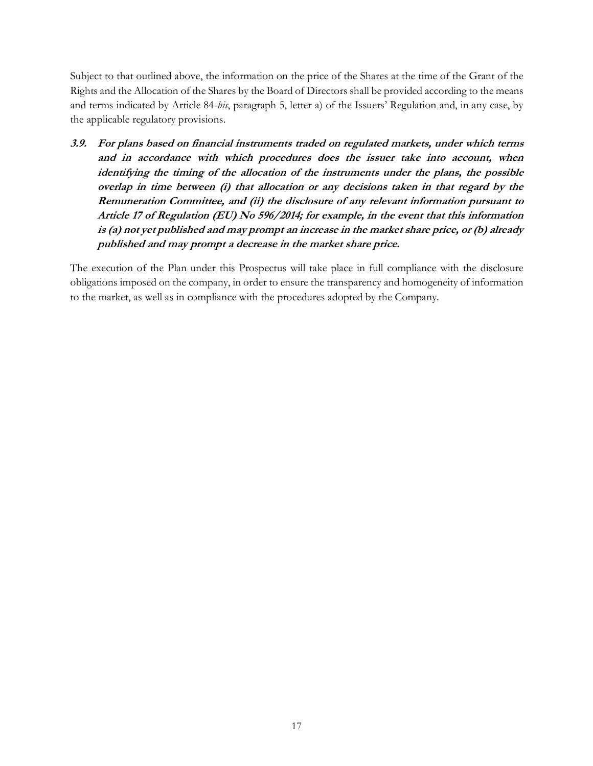Subject to that outlined above, the information on the price of the Shares at the time of the Grant of the Rights and the Allocation of the Shares by the Board of Directors shall be provided according to the means and terms indicated by Article 84-*bis*, paragraph 5, letter a) of the Issuers' Regulation and, in any case, by the applicable regulatory provisions.

### ***3.9. For plans based on financial instruments traded on regulated markets, under which terms and in accordance with which procedures does the issuer take into account, when identifying the timing of the allocation of the instruments under the plans, the possible overlap in time between (i) that allocation or any decisions taken in that regard by the Remuneration Committee, and (ii) the disclosure of any relevant information pursuant to Article 17 of Regulation (EU) No 596/2014; for example, in the event that this information is (a) not yet published and may prompt an increase in the market share price, or (b) already published and may prompt a decrease in the market share price.***

The execution of the Plan under this Prospectus will take place in full compliance with the disclosure obligations imposed on the company, in order to ensure the transparency and homogeneity of information to the market, as well as in compliance with the procedures adopted by the Company.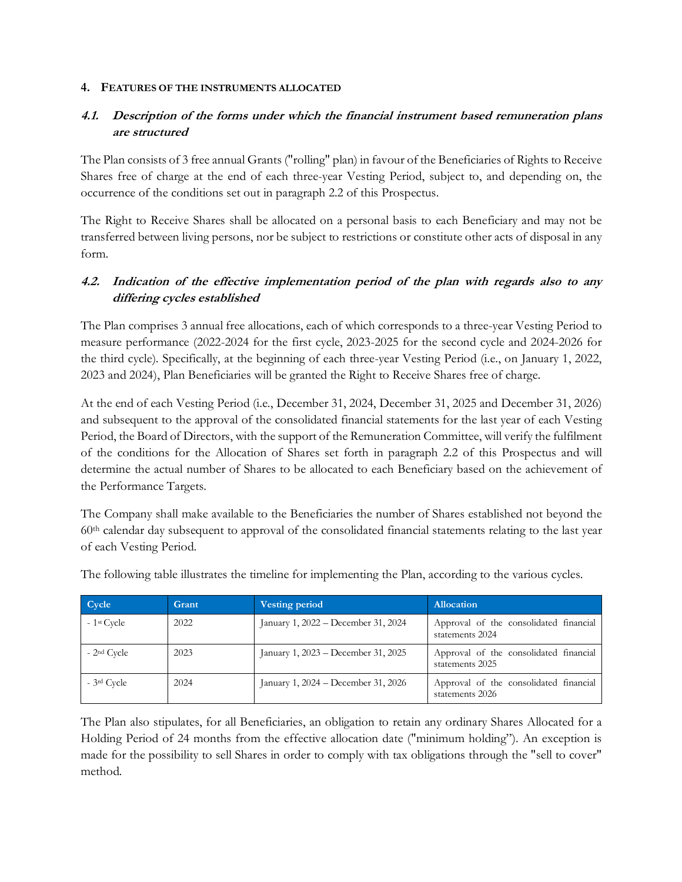## 4. Features of the instruments allocated

### *4.1. Description of the forms under which the financial instrument based remuneration plans are structured*

The Plan consists of 3 free annual Grants ("rolling" plan) in favour of the Beneficiaries of Rights to Receive Shares free of charge at the end of each three-year Vesting Period, subject to, and depending on, the occurrence of the conditions set out in paragraph 2.2 of this Prospectus.

The Right to Receive Shares shall be allocated on a personal basis to each Beneficiary and may not be transferred between living persons, nor be subject to restrictions or constitute other acts of disposal in any form.

### *4.2. Indication of the effective implementation period of the plan with regards also to any differing cycles established*

The Plan comprises 3 annual free allocations, each of which corresponds to a three-year Vesting Period to measure performance (2022-2024 for the first cycle, 2023-2025 for the second cycle and 2024-2026 for the third cycle). Specifically, at the beginning of each three-year Vesting Period (i.e., on January 1, 2022, 2023 and 2024), Plan Beneficiaries will be granted the Right to Receive Shares free of charge.

At the end of each Vesting Period (i.e., December 31, 2024, December 31, 2025 and December 31, 2026) and subsequent to the approval of the consolidated financial statements for the last year of each Vesting Period, the Board of Directors, with the support of the Remuneration Committee, will verify the fulfilment of the conditions for the Allocation of Shares set forth in paragraph 2.2 of this Prospectus and will determine the actual number of Shares to be allocated to each Beneficiary based on the achievement of the Performance Targets.

The Company shall make available to the Beneficiaries the number of Shares established not beyond the 60th calendar day subsequent to approval of the consolidated financial statements relating to the last year of each Vesting Period.

The following table illustrates the timeline for implementing the Plan, according to the various cycles.

| Cycle | Grant | Vesting period | Allocation |
|---|---|---|---|
| - 1st Cycle | 2022 | January 1, 2022 – December 31, 2024 | Approval of the consolidated financial statements 2024 |
| - 2nd Cycle | 2023 | January 1, 2023 – December 31, 2025 | Approval of the consolidated financial statements 2025 |
| - 3rd Cycle | 2024 | January 1, 2024 – December 31, 2026 | Approval of the consolidated financial statements 2026 |

The Plan also stipulates, for all Beneficiaries, an obligation to retain any ordinary Shares Allocated for a Holding Period of 24 months from the effective allocation date ("minimum holding"). An exception is made for the possibility to sell Shares in order to comply with tax obligations through the "sell to cover" method.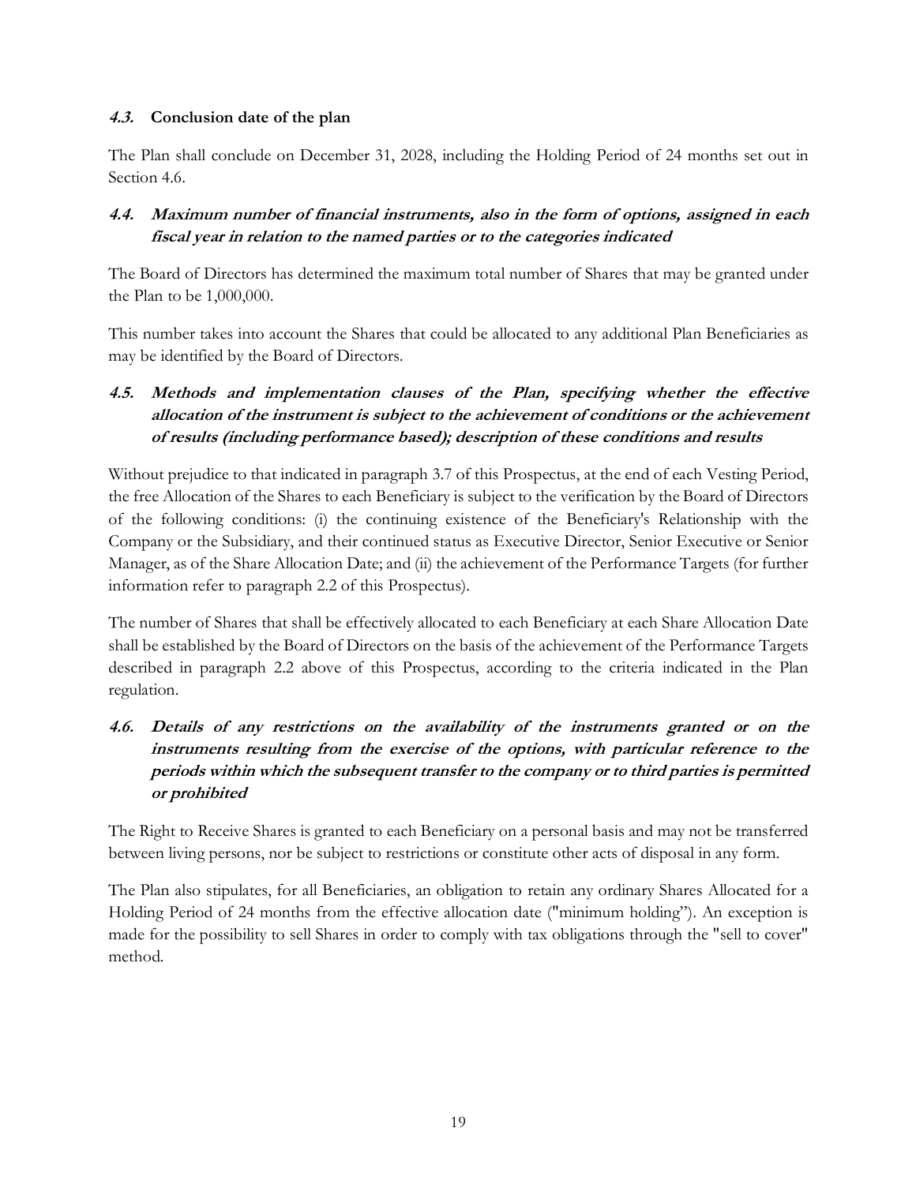### *4.3.* Conclusion date of the plan

The Plan shall conclude on December 31, 2028, including the Holding Period of 24 months set out in Section 4.6.

### *4.4. Maximum number of financial instruments, also in the form of options, assigned in each fiscal year in relation to the named parties or to the categories indicated*

The Board of Directors has determined the maximum total number of Shares that may be granted under the Plan to be 1,000,000.

This number takes into account the Shares that could be allocated to any additional Plan Beneficiaries as may be identified by the Board of Directors.

### *4.5. Methods and implementation clauses of the Plan, specifying whether the effective allocation of the instrument is subject to the achievement of conditions or the achievement of results (including performance based); description of these conditions and results*

Without prejudice to that indicated in paragraph 3.7 of this Prospectus, at the end of each Vesting Period, the free Allocation of the Shares to each Beneficiary is subject to the verification by the Board of Directors of the following conditions: (i) the continuing existence of the Beneficiary's Relationship with the Company or the Subsidiary, and their continued status as Executive Director, Senior Executive or Senior Manager, as of the Share Allocation Date; and (ii) the achievement of the Performance Targets (for further information refer to paragraph 2.2 of this Prospectus).

The number of Shares that shall be effectively allocated to each Beneficiary at each Share Allocation Date shall be established by the Board of Directors on the basis of the achievement of the Performance Targets described in paragraph 2.2 above of this Prospectus, according to the criteria indicated in the Plan regulation.

### *4.6. Details of any restrictions on the availability of the instruments granted or on the instruments resulting from the exercise of the options, with particular reference to the periods within which the subsequent transfer to the company or to third parties is permitted or prohibited*

The Right to Receive Shares is granted to each Beneficiary on a personal basis and may not be transferred between living persons, nor be subject to restrictions or constitute other acts of disposal in any form.

The Plan also stipulates, for all Beneficiaries, an obligation to retain any ordinary Shares Allocated for a Holding Period of 24 months from the effective allocation date ("minimum holding"). An exception is made for the possibility to sell Shares in order to comply with tax obligations through the "sell to cover" method.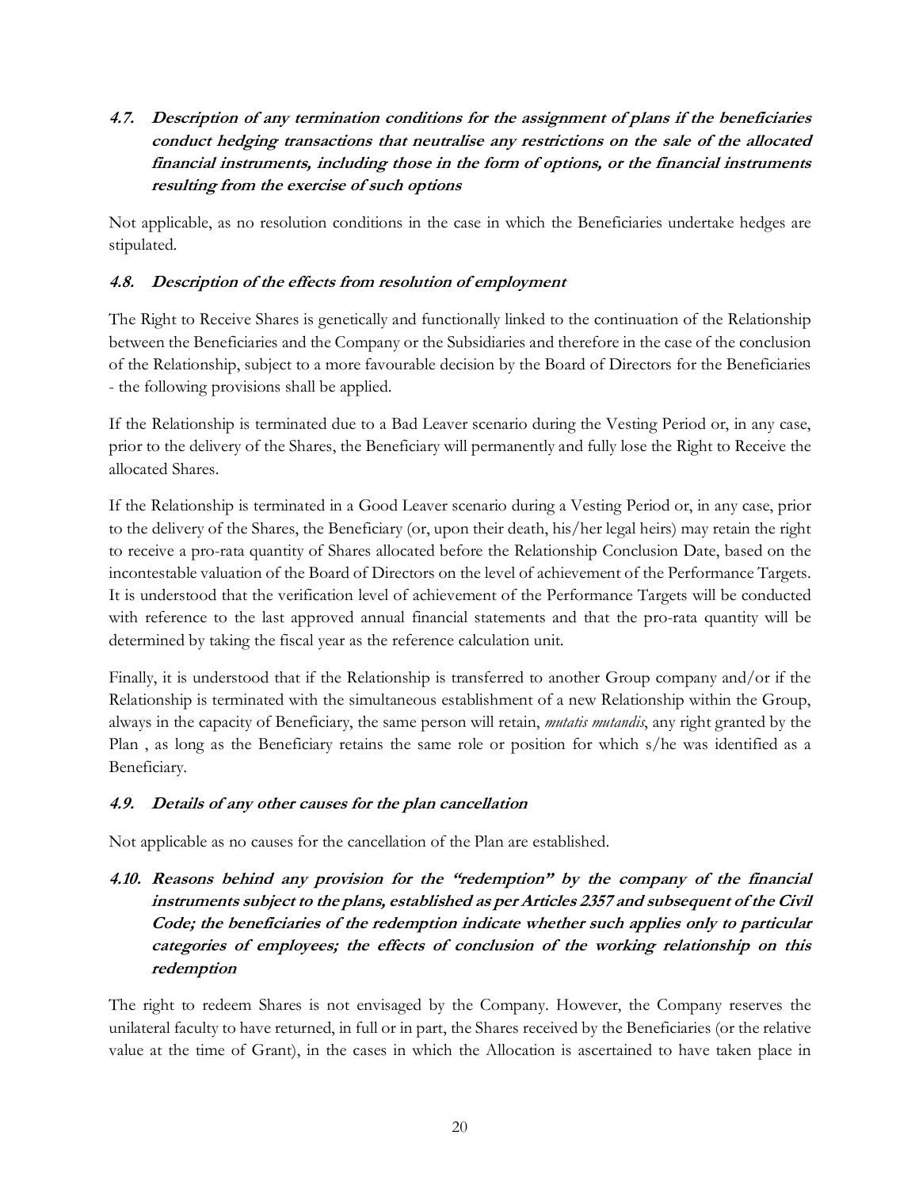#### *4.7. Description of any termination conditions for the assignment of plans if the beneficiaries conduct hedging transactions that neutralise any restrictions on the sale of the allocated financial instruments, including those in the form of options, or the financial instruments resulting from the exercise of such options*

Not applicable, as no resolution conditions in the case in which the Beneficiaries undertake hedges are stipulated.

#### *4.8. Description of the effects from resolution of employment*

The Right to Receive Shares is genetically and functionally linked to the continuation of the Relationship between the Beneficiaries and the Company or the Subsidiaries and therefore in the case of the conclusion of the Relationship, subject to a more favourable decision by the Board of Directors for the Beneficiaries - the following provisions shall be applied.

If the Relationship is terminated due to a Bad Leaver scenario during the Vesting Period or, in any case, prior to the delivery of the Shares, the Beneficiary will permanently and fully lose the Right to Receive the allocated Shares.

If the Relationship is terminated in a Good Leaver scenario during a Vesting Period or, in any case, prior to the delivery of the Shares, the Beneficiary (or, upon their death, his/her legal heirs) may retain the right to receive a pro-rata quantity of Shares allocated before the Relationship Conclusion Date, based on the incontestable valuation of the Board of Directors on the level of achievement of the Performance Targets. It is understood that the verification level of achievement of the Performance Targets will be conducted with reference to the last approved annual financial statements and that the pro-rata quantity will be determined by taking the fiscal year as the reference calculation unit.

Finally, it is understood that if the Relationship is transferred to another Group company and/or if the Relationship is terminated with the simultaneous establishment of a new Relationship within the Group, always in the capacity of Beneficiary, the same person will retain, *mutatis mutandis*, any right granted by the Plan , as long as the Beneficiary retains the same role or position for which s/he was identified as a Beneficiary.

#### *4.9. Details of any other causes for the plan cancellation*

Not applicable as no causes for the cancellation of the Plan are established.

#### *4.10. Reasons behind any provision for the "redemption" by the company of the financial instruments subject to the plans, established as per Articles 2357 and subsequent of the Civil Code; the beneficiaries of the redemption indicate whether such applies only to particular categories of employees; the effects of conclusion of the working relationship on this redemption*

The right to redeem Shares is not envisaged by the Company. However, the Company reserves the unilateral faculty to have returned, in full or in part, the Shares received by the Beneficiaries (or the relative value at the time of Grant), in the cases in which the Allocation is ascertained to have taken place in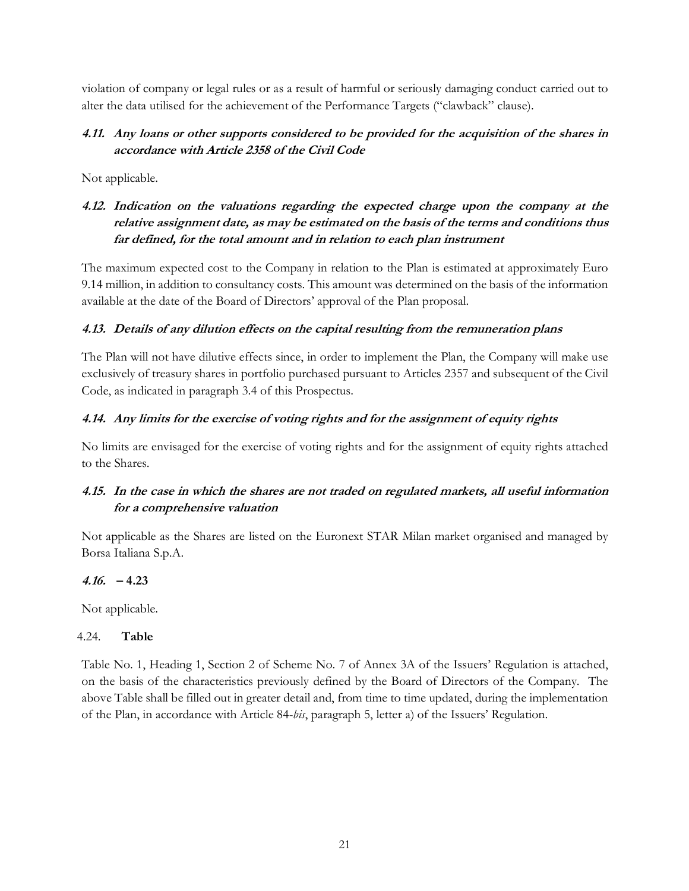violation of company or legal rules or as a result of harmful or seriously damaging conduct carried out to alter the data utilised for the achievement of the Performance Targets ("clawback" clause).

### *4.11. Any loans or other supports considered to be provided for the acquisition of the shares in accordance with Article 2358 of the Civil Code*

Not applicable.

### *4.12. Indication on the valuations regarding the expected charge upon the company at the relative assignment date, as may be estimated on the basis of the terms and conditions thus far defined, for the total amount and in relation to each plan instrument*

The maximum expected cost to the Company in relation to the Plan is estimated at approximately Euro 9.14 million, in addition to consultancy costs. This amount was determined on the basis of the information available at the date of the Board of Directors' approval of the Plan proposal.

### *4.13. Details of any dilution effects on the capital resulting from the remuneration plans*

The Plan will not have dilutive effects since, in order to implement the Plan, the Company will make use exclusively of treasury shares in portfolio purchased pursuant to Articles 2357 and subsequent of the Civil Code, as indicated in paragraph 3.4 of this Prospectus.

### *4.14. Any limits for the exercise of voting rights and for the assignment of equity rights*

No limits are envisaged for the exercise of voting rights and for the assignment of equity rights attached to the Shares.

### *4.15. In the case in which the shares are not traded on regulated markets, all useful information for a comprehensive valuation*

Not applicable as the Shares are listed on the Euronext STAR Milan market organised and managed by Borsa Italiana S.p.A.

### *4.16.* – 4.23

Not applicable.

### 4.24. **Table**

Table No. 1, Heading 1, Section 2 of Scheme No. 7 of Annex 3A of the Issuers' Regulation is attached, on the basis of the characteristics previously defined by the Board of Directors of the Company. The above Table shall be filled out in greater detail and, from time to time updated, during the implementation of the Plan, in accordance with Article 84-*bis*, paragraph 5, letter a) of the Issuers' Regulation.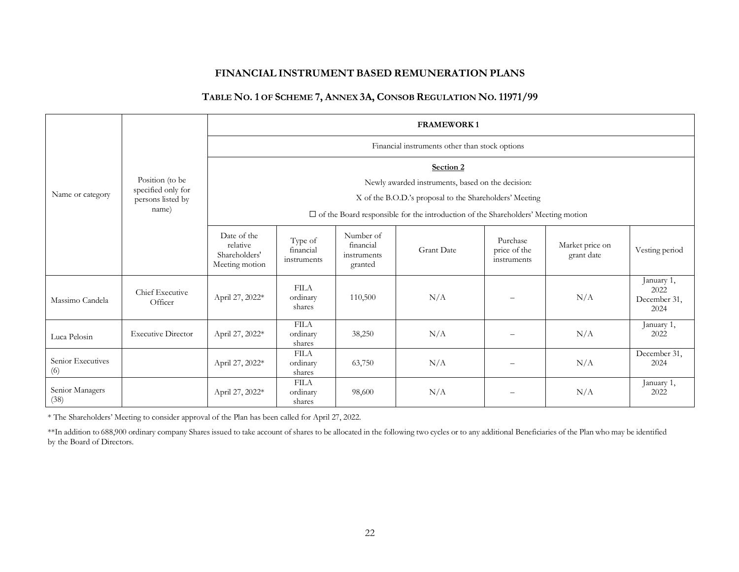## FINANCIAL INSTRUMENT BASED REMUNERATION PLANS

### TABLE NO. 1 OF SCHEME 7, ANNEX 3A, CONSOB REGULATION NO. 11971/99

| Name or category | Position (to be specified only for persons listed by name) | FRAMEWORK 1 | | | | | | |
|---|---|---|---|---|---|---|---|---|
| | | Financial instruments other than stock options | | | | | | |
| | | **Section 2** Newly awarded instruments, based on the decision: X of the B.O.D.'s proposal to the Shareholders' Meeting ☐ of the Board responsible for the introduction of the Shareholders' Meeting motion | | | | | | |
| | | Date of the relative Shareholders' Meeting motion | Type of financial instruments | Number of financial instruments granted | Grant Date | Purchase price of the instruments | Market price on grant date | Vesting period |
| Massimo Candela | Chief Executive Officer | April 27, 2022* | FILA ordinary shares | 110,500 | N/A | – | N/A | January 1, 2022 December 31, 2024 |
| Luca Pelosin | Executive Director | April 27, 2022* | FILA ordinary shares | 38,250 | N/A | – | N/A | January 1, 2022 |
| Senior Executives (6) | | April 27, 2022* | FILA ordinary shares | 63,750 | N/A | – | N/A | December 31, 2024 |
| Senior Managers (38) | | April 27, 2022* | FILA ordinary shares | 98,600 | N/A | – | N/A | January 1, 2022 |

* The Shareholders' Meeting to consider approval of the Plan has been called for April 27, 2022.

**In addition to 688,900 ordinary company Shares issued to take account of shares to be allocated in the following two cycles or to any additional Beneficiaries of the Plan who may be identified by the Board of Directors.